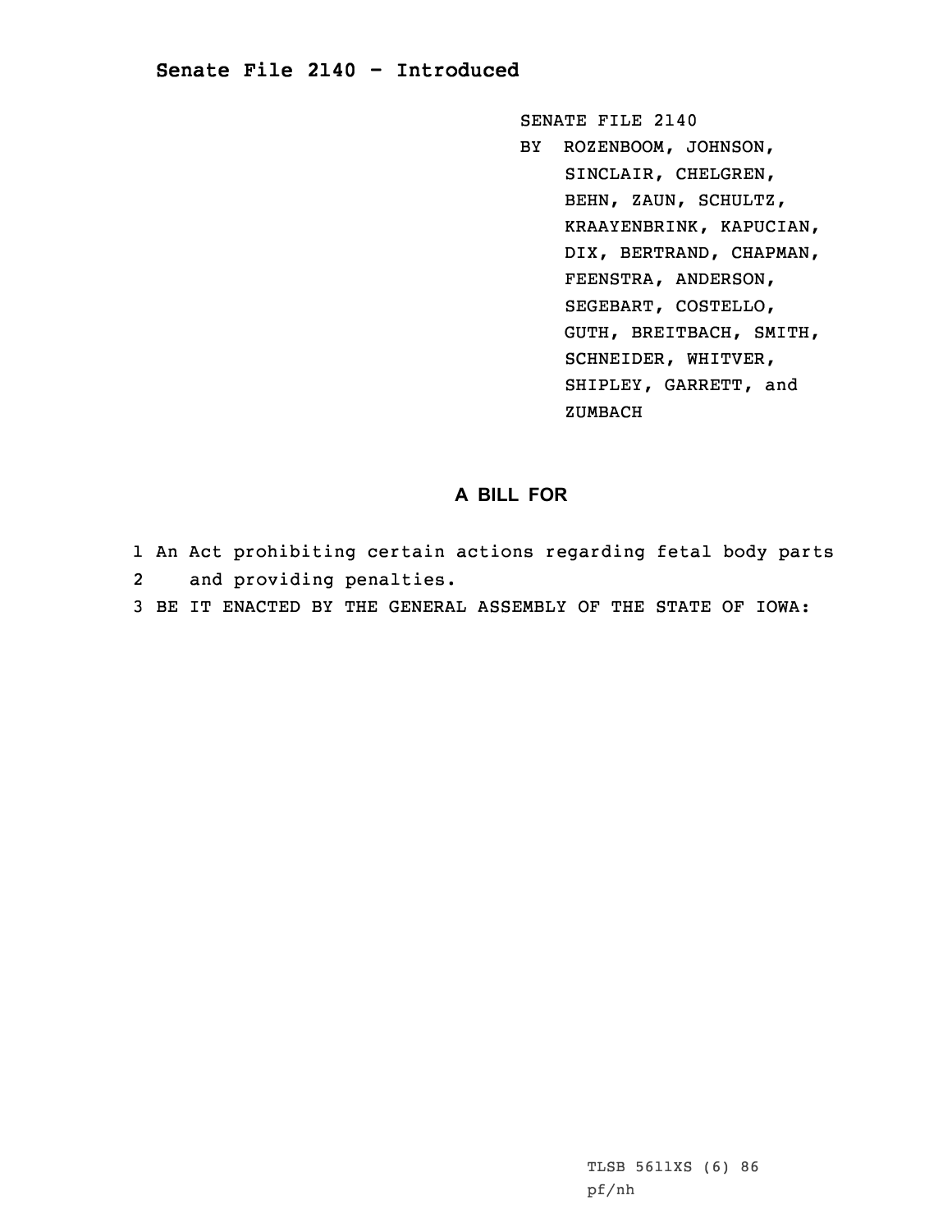# Senate File 2140 - Introduced

SENATE FILE 2140
BY ROZENBOOM, JOHNSON, SINCLAIR, CHELGREN, BEHN, ZAUN, SCHULTZ, KRAAYENBRINK, KAPUCIAN, DIX, BERTRAND, CHAPMAN, FEENSTRA, ANDERSON, SEGEBART, COSTELLO, GUTH, BREITBACH, SMITH, SCHNEIDER, WHITVER, SHIPLEY, GARRETT, and ZUMBACH

## A BILL FOR

1 An Act prohibiting certain actions regarding fetal body parts
2 and providing penalties.
3 BE IT ENACTED BY THE GENERAL ASSEMBLY OF THE STATE OF IOWA:

TLSB 5611XS (6) 86
pf/nh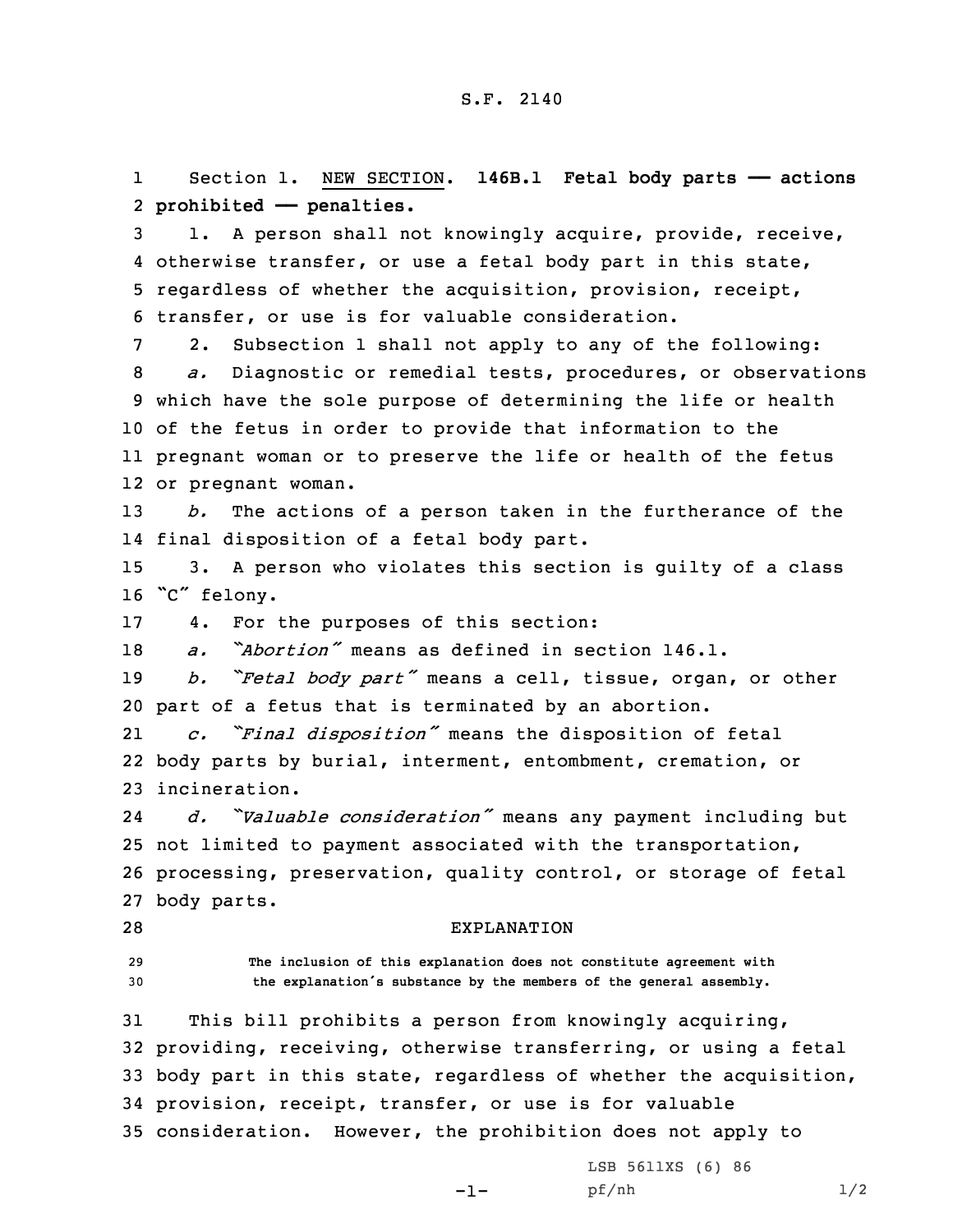S.F. 2140

Section 1. NEW SECTION. **146B.1 Fetal body parts —— actions prohibited —— penalties.**

1. A person shall not knowingly acquire, provide, receive, otherwise transfer, or use a fetal body part in this state, regardless of whether the acquisition, provision, receipt, transfer, or use is for valuable consideration.

2. Subsection 1 shall not apply to any of the following:

*a.* Diagnostic or remedial tests, procedures, or observations which have the sole purpose of determining the life or health of the fetus in order to provide that information to the pregnant woman or to preserve the life or health of the fetus or pregnant woman.

*b.* The actions of a person taken in the furtherance of the final disposition of a fetal body part.

3. A person who violates this section is guilty of a class "C" felony.

4. For the purposes of this section:

*a. "Abortion"* means as defined in section 146.1.

*b. "Fetal body part"* means a cell, tissue, organ, or other part of a fetus that is terminated by an abortion.

*c. "Final disposition"* means the disposition of fetal body parts by burial, interment, entombment, cremation, or incineration.

*d. "Valuable consideration"* means any payment including but not limited to payment associated with the transportation, processing, preservation, quality control, or storage of fetal body parts.

## EXPLANATION

The inclusion of this explanation does not constitute agreement with the explanation's substance by the members of the general assembly.

This bill prohibits a person from knowingly acquiring, providing, receiving, otherwise transferring, or using a fetal body part in this state, regardless of whether the acquisition, provision, receipt, transfer, or use is for valuable consideration. However, the prohibition does not apply to

LSB 5611XS (6) 86
pf/nh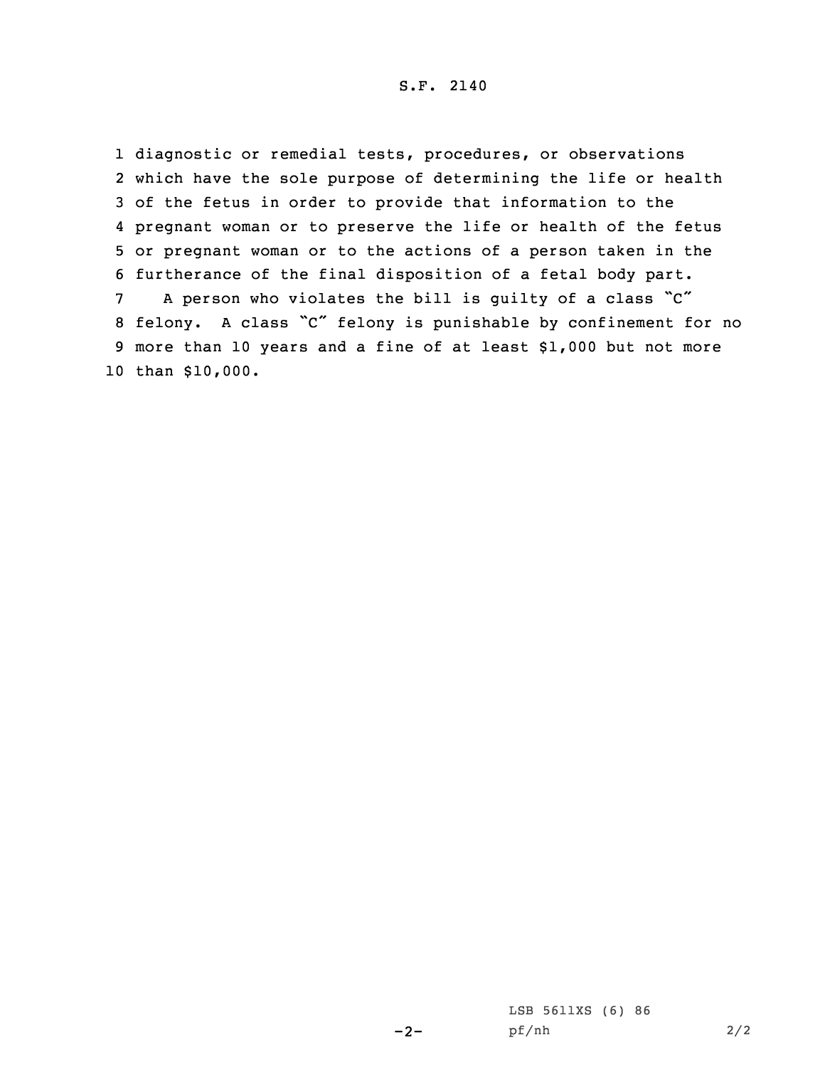diagnostic or remedial tests, procedures, or observations which have the sole purpose of determining the life or health of the fetus in order to provide that information to the pregnant woman or to preserve the life or health of the fetus or pregnant woman or to the actions of a person taken in the furtherance of the final disposition of a fetal body part.

A person who violates the bill is guilty of a class "C" felony. A class "C" felony is punishable by confinement for no more than 10 years and a fine of at least $1,000 but not more than $10,000.